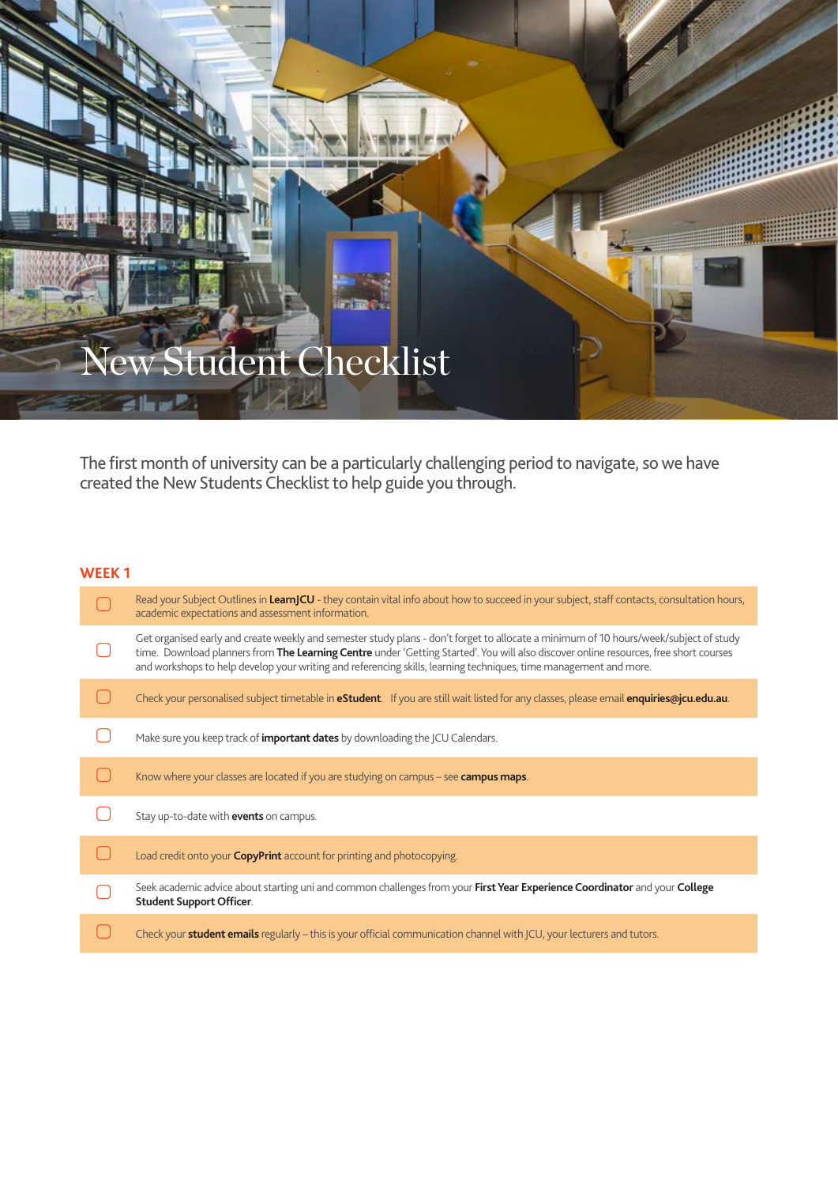# New Student Checklist

The first month of university can be a particularly challenging period to navigate, so we have created the New Students Checklist to help guide you through.

## WEEK 1

- [ ] Read your Subject Outlines in **LearnJCU** - they contain vital info about how to succeed in your subject, staff contacts, consultation hours, academic expectations and assessment information.
- [ ] Get organised early and create weekly and semester study plans - don't forget to allocate a minimum of 10 hours/week/subject of study time. Download planners from **The Learning Centre** under 'Getting Started'. You will also discover online resources, free short courses and workshops to help develop your writing and referencing skills, learning techniques, time management and more.
- [ ] Check your personalised subject timetable in **eStudent**. If you are still wait listed for any classes, please email **enquiries@jcu.edu.au**.
- [ ] Make sure you keep track of **important dates** by downloading the JCU Calendars.
- [ ] Know where your classes are located if you are studying on campus – see **campus maps**.
- [ ] Stay up-to-date with **events** on campus.
- [ ] Load credit onto your **CopyPrint** account for printing and photocopying.
- [ ] Seek academic advice about starting uni and common challenges from your **First Year Experience Coordinator** and your **College Student Support Officer**.
- [ ] Check your **student emails** regularly – this is your official communication channel with JCU, your lecturers and tutors.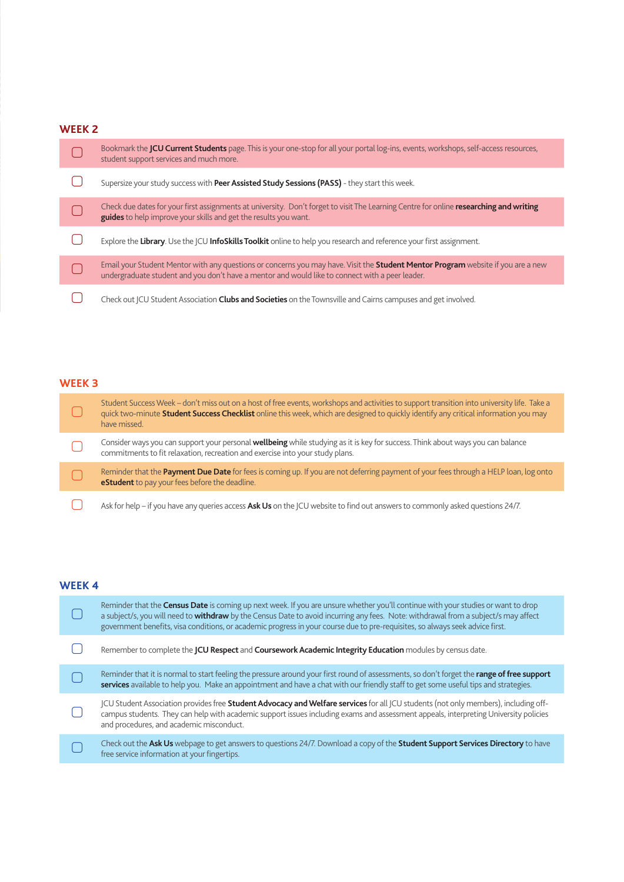## WEEK 2

- [ ] Bookmark the **JCU Current Students** page. This is your one-stop for all your portal log-ins, events, workshops, self-access resources, student support services and much more.
- [ ] Supersize your study success with **Peer Assisted Study Sessions (PASS)** - they start this week.
- [ ] Check due dates for your first assignments at university. Don't forget to visit The Learning Centre for online **researching and writing guides** to help improve your skills and get the results you want.
- [ ] Explore the **Library**. Use the JCU **InfoSkills Toolkit** online to help you research and reference your first assignment.
- [ ] Email your Student Mentor with any questions or concerns you may have. Visit the **Student Mentor Program** website if you are a new undergraduate student and you don't have a mentor and would like to connect with a peer leader.
- [ ] Check out JCU Student Association **Clubs and Societies** on the Townsville and Cairns campuses and get involved.

## WEEK 3

- [ ] Student Success Week – don't miss out on a host of free events, workshops and activities to support transition into university life. Take a quick two-minute **Student Success Checklist** online this week, which are designed to quickly identify any critical information you may have missed.
- [ ] Consider ways you can support your personal **wellbeing** while studying as it is key for success. Think about ways you can balance commitments to fit relaxation, recreation and exercise into your study plans.
- [ ] Reminder that the **Payment Due Date** for fees is coming up. If you are not deferring payment of your fees through a HELP loan, log onto **eStudent** to pay your fees before the deadline.
- [ ] Ask for help – if you have any queries access **Ask Us** on the JCU website to find out answers to commonly asked questions 24/7.

## WEEK 4

- [ ] Reminder that the **Census Date** is coming up next week. If you are unsure whether you'll continue with your studies or want to drop a subject/s, you will need to **withdraw** by the Census Date to avoid incurring any fees. Note: withdrawal from a subject/s may affect government benefits, visa conditions, or academic progress in your course due to pre-requisites, so always seek advice first.
- [ ] Remember to complete the **JCU Respect** and **Coursework Academic Integrity Education** modules by census date.
- [ ] Reminder that it is normal to start feeling the pressure around your first round of assessments, so don't forget the **range of free support services** available to help you. Make an appointment and have a chat with our friendly staff to get some useful tips and strategies.
- [ ] JCU Student Association provides free **Student Advocacy and Welfare services** for all JCU students (not only members), including off-campus students. They can help with academic support issues including exams and assessment appeals, interpreting University policies and procedures, and academic misconduct.
- [ ] Check out the **Ask Us** webpage to get answers to questions 24/7. Download a copy of the **Student Support Services Directory** to have free service information at your fingertips.